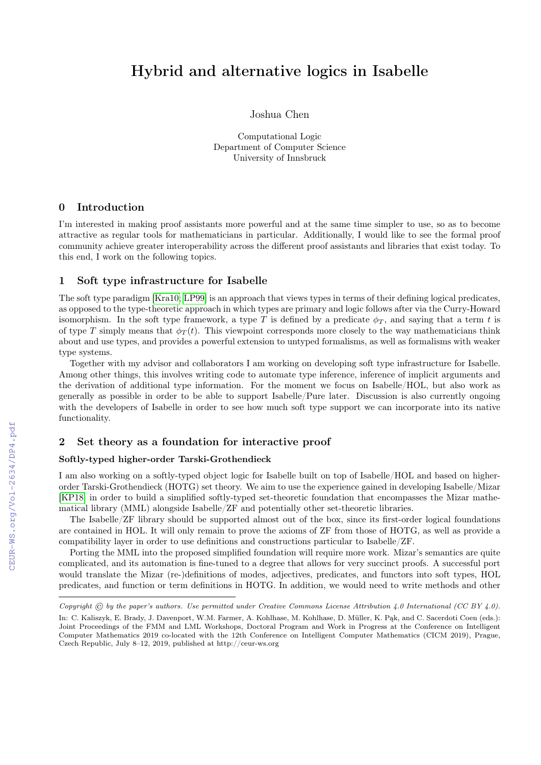# Hybrid and alternative logics in Isabelle

Joshua Chen

Computational Logic
Department of Computer Science
University of Innsbruck

## 0 Introduction

I'm interested in making proof assistants more powerful and at the same time simpler to use, so as to become attractive as regular tools for mathematicians in particular. Additionally, I would like to see the formal proof community achieve greater interoperability across the different proof assistants and libraries that exist today. To this end, I work on the following topics.

## 1 Soft type infrastructure for Isabelle

The soft type paradigm [Kra10; LP99] is an approach that views types in terms of their defining logical predicates, as opposed to the type-theoretic approach in which types are primary and logic follows after via the Curry-Howard isomorphism. In the soft type framework, a type $T$ is defined by a predicate $\phi_T$, and saying that a term $t$ is of type $T$ simply means that $\phi_T(t)$. This viewpoint corresponds more closely to the way mathematicians think about and use types, and provides a powerful extension to untyped formalisms, as well as formalisms with weaker type systems.

Together with my advisor and collaborators I am working on developing soft type infrastructure for Isabelle. Among other things, this involves writing code to automate type inference, inference of implicit arguments and the derivation of additional type information. For the moment we focus on Isabelle/HOL, but also work as generally as possible in order to be able to support Isabelle/Pure later. Discussion is also currently ongoing with the developers of Isabelle in order to see how much soft type support we can incorporate into its native functionality.

## 2 Set theory as a foundation for interactive proof

### Softly-typed higher-order Tarski-Grothendieck

I am also working on a softly-typed object logic for Isabelle built on top of Isabelle/HOL and based on higher-order Tarski-Grothendieck (HOTG) set theory. We aim to use the experience gained in developing Isabelle/Mizar [KP18] in order to build a simplified softly-typed set-theoretic foundation that encompasses the Mizar mathematical library (MML) alongside Isabelle/ZF and potentially other set-theoretic libraries.

The Isabelle/ZF library should be supported almost out of the box, since its first-order logical foundations are contained in HOL. It will only remain to prove the axioms of ZF from those of HOTG, as well as provide a compatibility layer in order to use definitions and constructions particular to Isabelle/ZF.

Porting the MML into the proposed simplified foundation will require more work. Mizar's semantics are quite complicated, and its automation is fine-tuned to a degree that allows for very succinct proofs. A successful port would translate the Mizar (re-)definitions of modes, adjectives, predicates, and functors into soft types, HOL predicates, and function or term definitions in HOTG. In addition, we would need to write methods and other

---

*Copyright © by the paper's authors. Use permitted under Creative Commons License Attribution 4.0 International (CC BY 4.0).*

In: C. Kaliszyk, E. Brady, J. Davenport, W.M. Farmer, A. Kohlhase, M. Kohlhase, D. Müller, K. Pąk, and C. Sacerdoti Coen (eds.): Joint Proceedings of the FMM and LML Workshops, Doctoral Program and Work in Progress at the Conference on Intelligent Computer Mathematics 2019 co-located with the 12th Conference on Intelligent Computer Mathematics (CICM 2019), Prague, Czech Republic, July 8–12, 2019, published at http://ceur-ws.org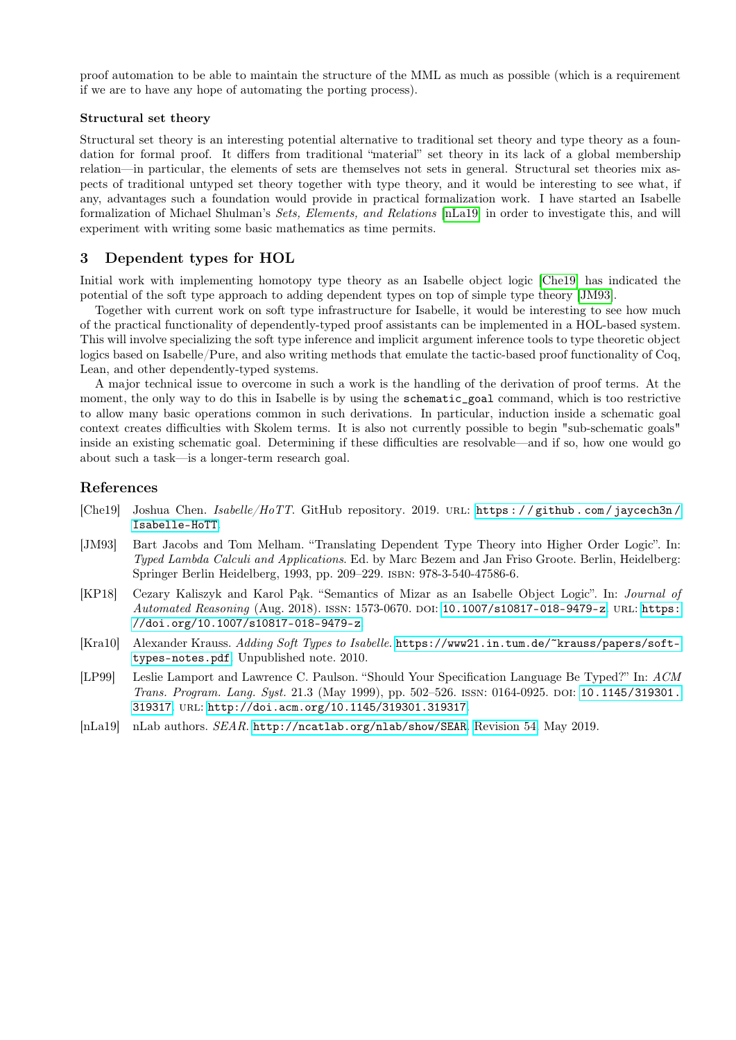proof automation to be able to maintain the structure of the MML as much as possible (which is a requirement if we are to have any hope of automating the porting process).

### Structural set theory

Structural set theory is an interesting potential alternative to traditional set theory and type theory as a foundation for formal proof. It differs from traditional "material" set theory in its lack of a global membership relation—in particular, the elements of sets are themselves not sets in general. Structural set theories mix aspects of traditional untyped set theory together with type theory, and it would be interesting to see what, if any, advantages such a foundation would provide in practical formalization work. I have started an Isabelle formalization of Michael Shulman's *Sets, Elements, and Relations* [nLa19] in order to investigate this, and will experiment with writing some basic mathematics as time permits.

## 3 Dependent types for HOL

Initial work with implementing homotopy type theory as an Isabelle object logic [Che19] has indicated the potential of the soft type approach to adding dependent types on top of simple type theory [JM93].

Together with current work on soft type infrastructure for Isabelle, it would be interesting to see how much of the practical functionality of dependently-typed proof assistants can be implemented in a HOL-based system. This will involve specializing the soft type inference and implicit argument inference tools to type theoretic object logics based on Isabelle/Pure, and also writing methods that emulate the tactic-based proof functionality of Coq, Lean, and other dependently-typed systems.

A major technical issue to overcome in such a work is the handling of the derivation of proof terms. At the moment, the only way to do this in Isabelle is by using the `schematic_goal` command, which is too restrictive to allow many basic operations common in such derivations. In particular, induction inside a schematic goal context creates difficulties with Skolem terms. It is also not currently possible to begin "sub-schematic goals" inside an existing schematic goal. Determining if these difficulties are resolvable—and if so, how one would go about such a task—is a longer-term research goal.

## References

[Che19] Joshua Chen. *Isabelle/HoTT*. GitHub repository. 2019. URL: https://github.com/jaycech3n/Isabelle-HoTT.

[JM93] Bart Jacobs and Tom Melham. "Translating Dependent Type Theory into Higher Order Logic". In: *Typed Lambda Calculi and Applications*. Ed. by Marc Bezem and Jan Friso Groote. Berlin, Heidelberg: Springer Berlin Heidelberg, 1993, pp. 209–229. ISBN: 978-3-540-47586-6.

[KP18] Cezary Kaliszyk and Karol Pąk. "Semantics of Mizar as an Isabelle Object Logic". In: *Journal of Automated Reasoning* (Aug. 2018). ISSN: 1573-0670. DOI: 10.1007/s10817-018-9479-z. URL: https://doi.org/10.1007/s10817-018-9479-z.

[Kra10] Alexander Krauss. *Adding Soft Types to Isabelle*. https://www21.in.tum.de/~krauss/papers/soft-types-notes.pdf. Unpublished note. 2010.

[LP99] Leslie Lamport and Lawrence C. Paulson. "Should Your Specification Language Be Typed?" In: *ACM Trans. Program. Lang. Syst.* 21.3 (May 1999), pp. 502–526. ISSN: 0164-0925. DOI: 10.1145/319301.319317. URL: http://doi.acm.org/10.1145/319301.319317.

[nLa19] nLab authors. *SEAR*. http://ncatlab.org/nlab/show/SEAR. Revision 54. May 2019.